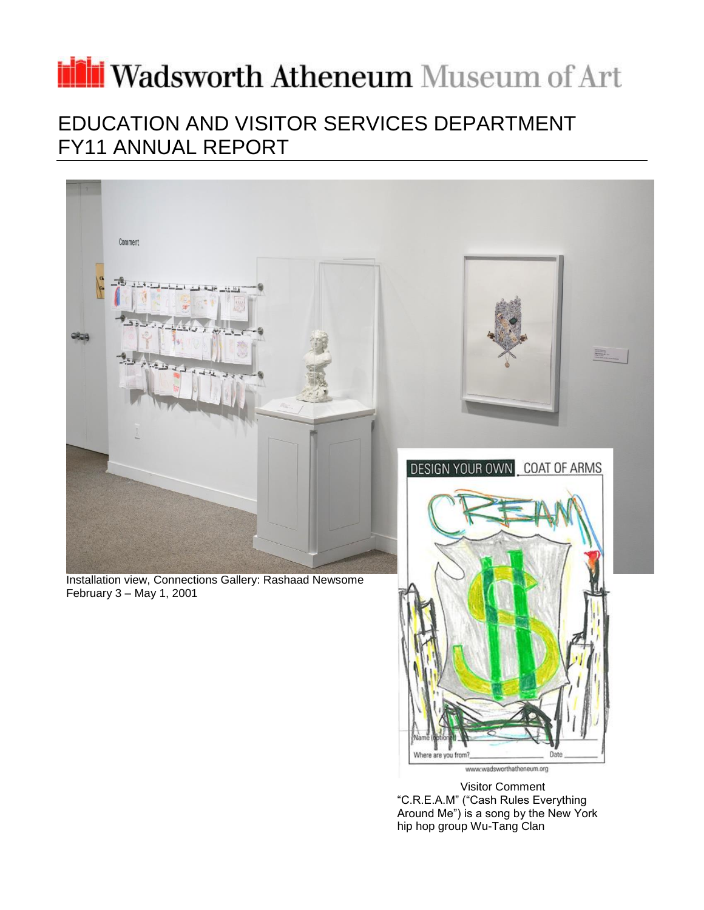# Wadsworth Atheneum Museum of Art

## EDUCATION AND VISITOR SERVICES DEPARTMENT
## FY11 ANNUAL REPORT

Installation view, Connections Gallery: Rashaad Newsome
February 3 – May 1, 2001

Visitor Comment
"C.R.E.A.M" ("Cash Rules Everything Around Me") is a song by the New York hip hop group Wu-Tang Clan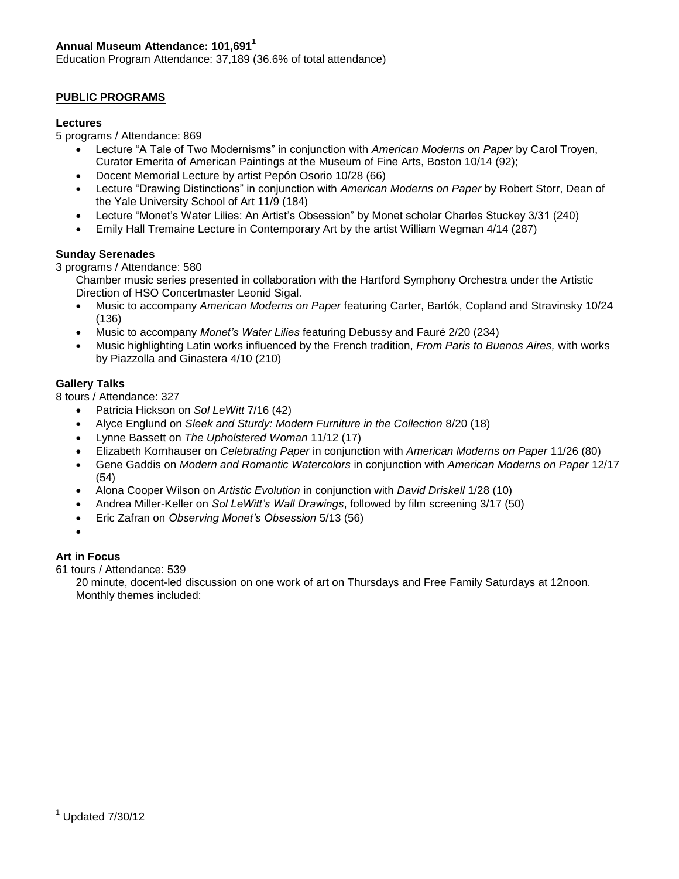**Annual Museum Attendance: 101,691[1]**

Education Program Attendance: 37,189 (36.6% of total attendance)

**PUBLIC PROGRAMS**

**Lectures**

5 programs / Attendance: 869

- Lecture "A Tale of Two Modernisms" in conjunction with *American Moderns on Paper* by Carol Troyen, Curator Emerita of American Paintings at the Museum of Fine Arts, Boston 10/14 (92);
- Docent Memorial Lecture by artist Pepón Osorio 10/28 (66)
- Lecture "Drawing Distinctions" in conjunction with *American Moderns on Paper* by Robert Storr, Dean of the Yale University School of Art 11/9 (184)
- Lecture "Monet's Water Lilies: An Artist's Obsession" by Monet scholar Charles Stuckey 3/31 (240)
- Emily Hall Tremaine Lecture in Contemporary Art by the artist William Wegman 4/14 (287)

**Sunday Serenades**

3 programs / Attendance: 580

Chamber music series presented in collaboration with the Hartford Symphony Orchestra under the Artistic Direction of HSO Concertmaster Leonid Sigal.

- Music to accompany *American Moderns on Paper* featuring Carter, Bartók, Copland and Stravinsky 10/24 (136)
- Music to accompany *Monet's Water Lilies* featuring Debussy and Fauré 2/20 (234)
- Music highlighting Latin works influenced by the French tradition, *From Paris to Buenos Aires,* with works by Piazzolla and Ginastera 4/10 (210)

**Gallery Talks**

8 tours / Attendance: 327

- Patricia Hickson on *Sol LeWitt* 7/16 (42)
- Alyce Englund on *Sleek and Sturdy: Modern Furniture in the Collection* 8/20 (18)
- Lynne Bassett on *The Upholstered Woman* 11/12 (17)
- Elizabeth Kornhauser on *Celebrating Paper* in conjunction with *American Moderns on Paper* 11/26 (80)
- Gene Gaddis on *Modern and Romantic Watercolors* in conjunction with *American Moderns on Paper* 12/17 (54)
- Alona Cooper Wilson on *Artistic Evolution* in conjunction with *David Driskell* 1/28 (10)
- Andrea Miller-Keller on *Sol LeWitt's Wall Drawings*, followed by film screening 3/17 (50)
- Eric Zafran on *Observing Monet's Obsession* 5/13 (56)
- 

**Art in Focus**

61 tours / Attendance: 539

20 minute, docent-led discussion on one work of art on Thursdays and Free Family Saturdays at 12noon. Monthly themes included:

[1] Updated 7/30/12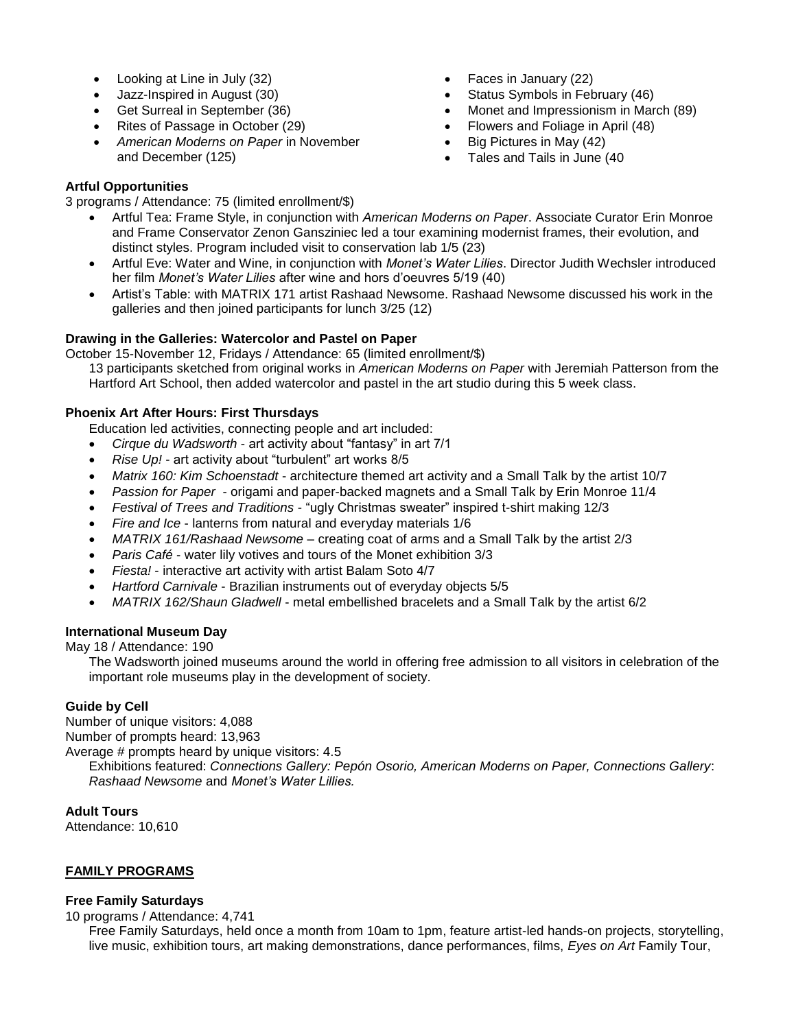- Looking at Line in July (32)
- Jazz-Inspired in August (30)
- Get Surreal in September (36)
- Rites of Passage in October (29)
- *American Moderns on Paper* in November and December (125)
- Faces in January (22)
- Status Symbols in February (46)
- Monet and Impressionism in March (89)
- Flowers and Foliage in April (48)
- Big Pictures in May (42)
- Tales and Tails in June (40

**Artful Opportunities**

3 programs / Attendance: 75 (limited enrollment/$)

- Artful Tea: Frame Style, in conjunction with *American Moderns on Paper*. Associate Curator Erin Monroe and Frame Conservator Zenon Gansziniec led a tour examining modernist frames, their evolution, and distinct styles. Program included visit to conservation lab 1/5 (23)
- Artful Eve: Water and Wine, in conjunction with *Monet's Water Lilies*. Director Judith Wechsler introduced her film *Monet's Water Lilies* after wine and hors d'oeuvres 5/19 (40)
- Artist's Table: with MATRIX 171 artist Rashaad Newsome. Rashaad Newsome discussed his work in the galleries and then joined participants for lunch 3/25 (12)

**Drawing in the Galleries: Watercolor and Pastel on Paper**

October 15-November 12, Fridays / Attendance: 65 (limited enrollment/$)

13 participants sketched from original works in *American Moderns on Paper* with Jeremiah Patterson from the Hartford Art School, then added watercolor and pastel in the art studio during this 5 week class.

**Phoenix Art After Hours: First Thursdays**

Education led activities, connecting people and art included:

- *Cirque du Wadsworth* - art activity about "fantasy" in art 7/1
- *Rise Up!* - art activity about "turbulent" art works 8/5
- *Matrix 160: Kim Schoenstadt* - architecture themed art activity and a Small Talk by the artist 10/7
- *Passion for Paper* - origami and paper-backed magnets and a Small Talk by Erin Monroe 11/4
- *Festival of Trees and Traditions* - "ugly Christmas sweater" inspired t-shirt making 12/3
- *Fire and Ice* - lanterns from natural and everyday materials 1/6
- *MATRIX 161/Rashaad Newsome* – creating coat of arms and a Small Talk by the artist 2/3
- *Paris Café* - water lily votives and tours of the Monet exhibition 3/3
- *Fiesta!* - interactive art activity with artist Balam Soto 4/7
- *Hartford Carnivale* - Brazilian instruments out of everyday objects 5/5
- *MATRIX 162/Shaun Gladwell* - metal embellished bracelets and a Small Talk by the artist 6/2

**International Museum Day**

May 18 / Attendance: 190

The Wadsworth joined museums around the world in offering free admission to all visitors in celebration of the important role museums play in the development of society.

**Guide by Cell**

Number of unique visitors: 4,088

Number of prompts heard: 13,963

Average # prompts heard by unique visitors: 4.5

Exhibitions featured: *Connections Gallery: Pepón Osorio, American Moderns on Paper, Connections Gallery*: *Rashaad Newsome* and *Monet's Water Lillies.*

**Adult Tours**

Attendance: 10,610

**<u>FAMILY PROGRAMS</u>**

**Free Family Saturdays**

10 programs / Attendance: 4,741

Free Family Saturdays, held once a month from 10am to 1pm, feature artist-led hands-on projects, storytelling, live music, exhibition tours, art making demonstrations, dance performances, films, *Eyes on Art* Family Tour,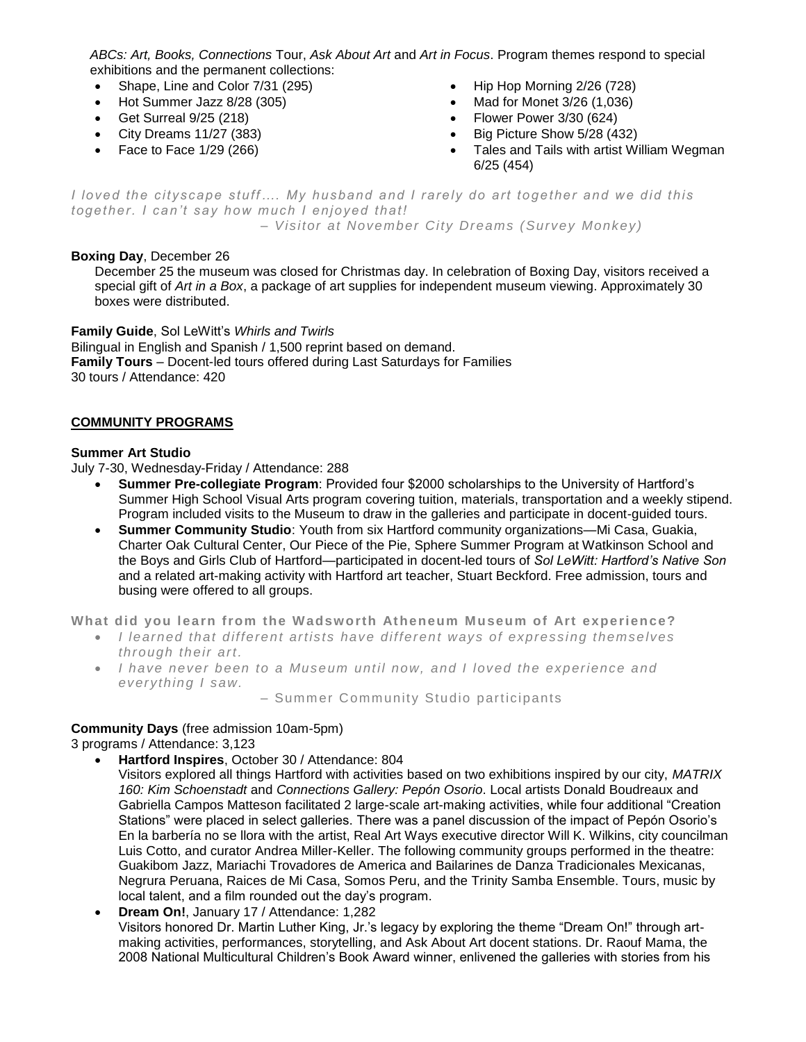*ABCs: Art, Books, Connections* Tour, *Ask About Art* and *Art in Focus*. Program themes respond to special exhibitions and the permanent collections:

- Shape, Line and Color 7/31 (295)
- Hot Summer Jazz 8/28 (305)
- Get Surreal 9/25 (218)
- City Dreams 11/27 (383)
- Face to Face 1/29 (266)
- Hip Hop Morning 2/26 (728)
- Mad for Monet 3/26 (1,036)
- Flower Power 3/30 (624)
- Big Picture Show 5/28 (432)
- Tales and Tails with artist William Wegman 6/25 (454)

*I loved the cityscape stuff…. My husband and I rarely do art together and we did this together. I can't say how much I enjoyed that!*

*– Visitor at November City Dreams (Survey Monkey)*

**Boxing Day**, December 26

December 25 the museum was closed for Christmas day. In celebration of Boxing Day, visitors received a special gift of *Art in a Box*, a package of art supplies for independent museum viewing. Approximately 30 boxes were distributed.

**Family Guide**, Sol LeWitt's *Whirls and Twirls*
Bilingual in English and Spanish / 1,500 reprint based on demand.
**Family Tours** – Docent-led tours offered during Last Saturdays for Families
30 tours / Attendance: 420

## COMMUNITY PROGRAMS

**Summer Art Studio**
July 7-30, Wednesday-Friday / Attendance: 288

- **Summer Pre-collegiate Program**: Provided four $2000 scholarships to the University of Hartford's Summer High School Visual Arts program covering tuition, materials, transportation and a weekly stipend. Program included visits to the Museum to draw in the galleries and participate in docent-guided tours.
- **Summer Community Studio**: Youth from six Hartford community organizations—Mi Casa, Guakia, Charter Oak Cultural Center, Our Piece of the Pie, Sphere Summer Program at Watkinson School and the Boys and Girls Club of Hartford—participated in docent-led tours of *Sol LeWitt: Hartford's Native Son* and a related art-making activity with Hartford art teacher, Stuart Beckford. Free admission, tours and busing were offered to all groups.

**What did you learn from the Wadsworth Atheneum Museum of Art experience?**

- *I learned that different artists have different ways of expressing themselves through their art.*
- *I have never been to a Museum until now, and I loved the experience and everything I saw.*

– Summer Community Studio participants

**Community Days** (free admission 10am-5pm)
3 programs / Attendance: 3,123

- **Hartford Inspires**, October 30 / Attendance: 804
  Visitors explored all things Hartford with activities based on two exhibitions inspired by our city, *MATRIX 160: Kim Schoenstadt* and *Connections Gallery: Pepón Osorio*. Local artists Donald Boudreaux and Gabriella Campos Matteson facilitated 2 large-scale art-making activities, while four additional "Creation Stations" were placed in select galleries. There was a panel discussion of the impact of Pepón Osorio's En la barbería no se llora with the artist, Real Art Ways executive director Will K. Wilkins, city councilman Luis Cotto, and curator Andrea Miller-Keller. The following community groups performed in the theatre: Guakibom Jazz, Mariachi Trovadores de America and Bailarines de Danza Tradicionales Mexicanas, Negrura Peruana, Raices de Mi Casa, Somos Peru, and the Trinity Samba Ensemble. Tours, music by local talent, and a film rounded out the day's program.
- **Dream On!**, January 17 / Attendance: 1,282
  Visitors honored Dr. Martin Luther King, Jr.'s legacy by exploring the theme "Dream On!" through art-making activities, performances, storytelling, and Ask About Art docent stations. Dr. Raouf Mama, the 2008 National Multicultural Children's Book Award winner, enlivened the galleries with stories from his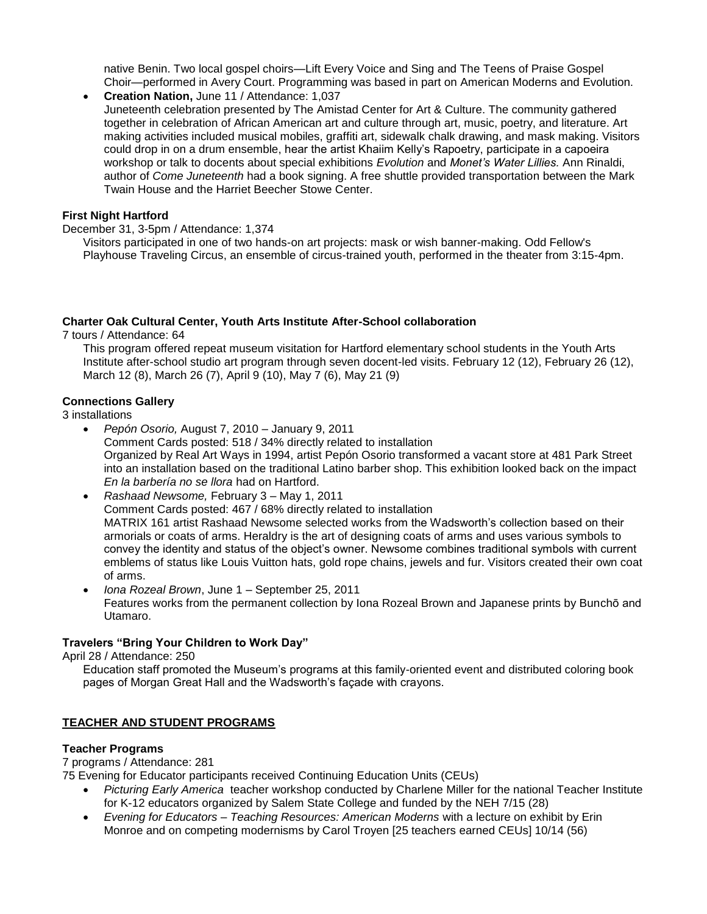native Benin. Two local gospel choirs—Lift Every Voice and Sing and The Teens of Praise Gospel Choir—performed in Avery Court. Programming was based in part on American Moderns and Evolution.

- **Creation Nation,** June 11 / Attendance: 1,037
  Juneteenth celebration presented by The Amistad Center for Art & Culture. The community gathered together in celebration of African American art and culture through art, music, poetry, and literature. Art making activities included musical mobiles, graffiti art, sidewalk chalk drawing, and mask making. Visitors could drop in on a drum ensemble, hear the artist Khaiim Kelly's Rapoetry, participate in a capoeira workshop or talk to docents about special exhibitions *Evolution* and *Monet's Water Lillies.* Ann Rinaldi, author of *Come Juneteenth* had a book signing. A free shuttle provided transportation between the Mark Twain House and the Harriet Beecher Stowe Center.

**First Night Hartford**

December 31, 3-5pm / Attendance: 1,374

Visitors participated in one of two hands-on art projects: mask or wish banner-making. Odd Fellow's Playhouse Traveling Circus, an ensemble of circus-trained youth, performed in the theater from 3:15-4pm.

**Charter Oak Cultural Center, Youth Arts Institute After-School collaboration**

7 tours / Attendance: 64

This program offered repeat museum visitation for Hartford elementary school students in the Youth Arts Institute after-school studio art program through seven docent-led visits. February 12 (12), February 26 (12), March 12 (8), March 26 (7), April 9 (10), May 7 (6), May 21 (9)

**Connections Gallery**

3 installations

- *Pepón Osorio,* August 7, 2010 – January 9, 2011
  Comment Cards posted: 518 / 34% directly related to installation
  Organized by Real Art Ways in 1994, artist Pepón Osorio transformed a vacant store at 481 Park Street into an installation based on the traditional Latino barber shop. This exhibition looked back on the impact *En la barbería no se llora* had on Hartford.
- *Rashaad Newsome,* February 3 – May 1, 2011
  Comment Cards posted: 467 / 68% directly related to installation
  MATRIX 161 artist Rashaad Newsome selected works from the Wadsworth's collection based on their armorials or coats of arms. Heraldry is the art of designing coats of arms and uses various symbols to convey the identity and status of the object's owner. Newsome combines traditional symbols with current emblems of status like Louis Vuitton hats, gold rope chains, jewels and fur. Visitors created their own coat of arms.
- *Iona Rozeal Brown*, June 1 – September 25, 2011
  Features works from the permanent collection by Iona Rozeal Brown and Japanese prints by Bunchō and Utamaro.

**Travelers "Bring Your Children to Work Day"**

April 28 / Attendance: 250

Education staff promoted the Museum's programs at this family-oriented event and distributed coloring book pages of Morgan Great Hall and the Wadsworth's façade with crayons.

## TEACHER AND STUDENT PROGRAMS

**Teacher Programs**

7 programs / Attendance: 281

75 Evening for Educator participants received Continuing Education Units (CEUs)

- *Picturing Early America* teacher workshop conducted by Charlene Miller for the national Teacher Institute for K-12 educators organized by Salem State College and funded by the NEH 7/15 (28)
- *Evening for Educators – Teaching Resources: American Moderns* with a lecture on exhibit by Erin Monroe and on competing modernisms by Carol Troyen [25 teachers earned CEUs] 10/14 (56)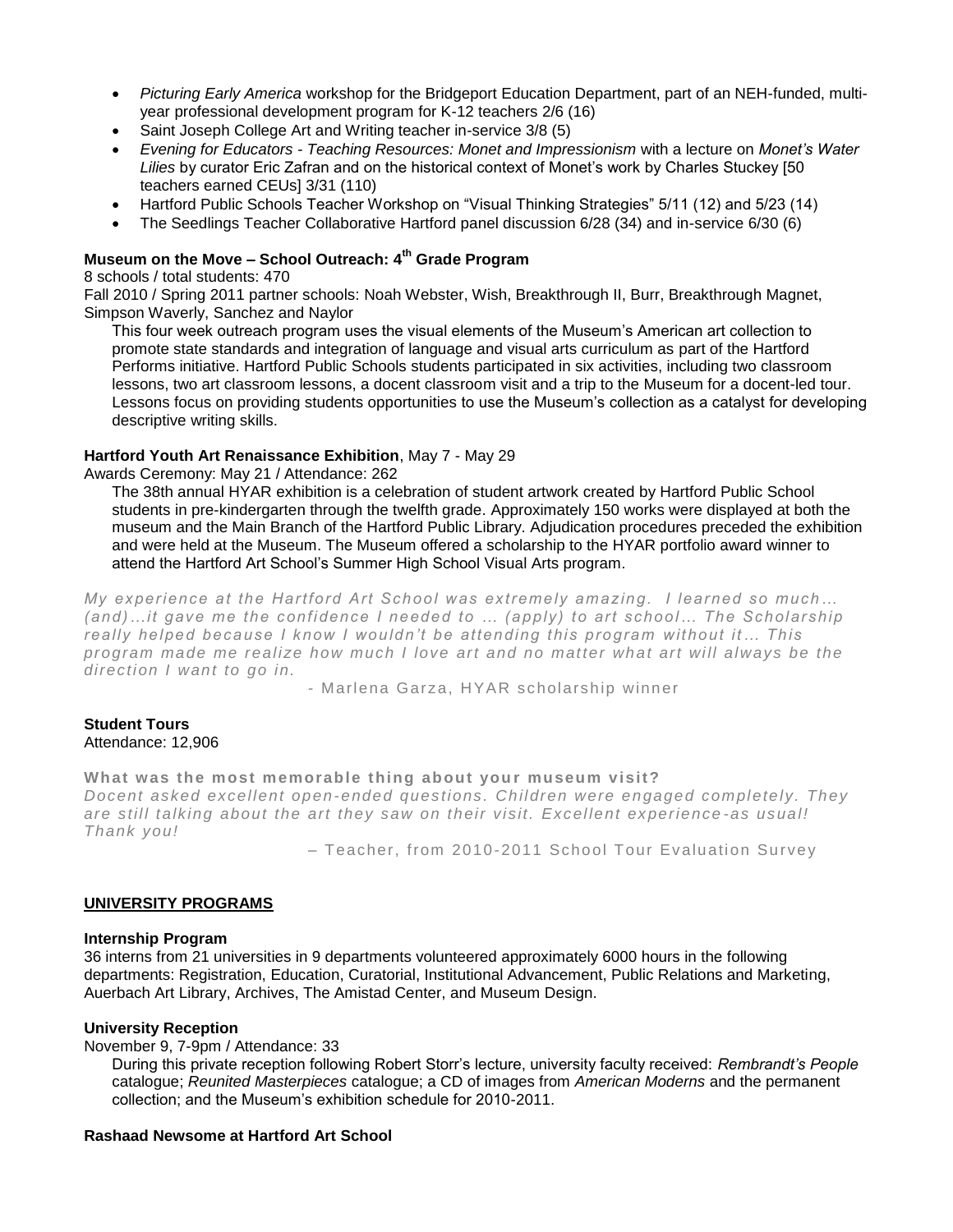- *Picturing Early America* workshop for the Bridgeport Education Department, part of an NEH-funded, multi-year professional development program for K-12 teachers 2/6 (16)
- Saint Joseph College Art and Writing teacher in-service 3/8 (5)
- *Evening for Educators - Teaching Resources: Monet and Impressionism* with a lecture on *Monet's Water Lilies* by curator Eric Zafran and on the historical context of Monet's work by Charles Stuckey [50 teachers earned CEUs] 3/31 (110)
- Hartford Public Schools Teacher Workshop on "Visual Thinking Strategies" 5/11 (12) and 5/23 (14)
- The Seedlings Teacher Collaborative Hartford panel discussion 6/28 (34) and in-service 6/30 (6)

**Museum on the Move – School Outreach: 4th Grade Program**

8 schools / total students: 470

Fall 2010 / Spring 2011 partner schools: Noah Webster, Wish, Breakthrough II, Burr, Breakthrough Magnet, Simpson Waverly, Sanchez and Naylor

This four week outreach program uses the visual elements of the Museum's American art collection to promote state standards and integration of language and visual arts curriculum as part of the Hartford Performs initiative. Hartford Public Schools students participated in six activities, including two classroom lessons, two art classroom lessons, a docent classroom visit and a trip to the Museum for a docent-led tour. Lessons focus on providing students opportunities to use the Museum's collection as a catalyst for developing descriptive writing skills.

**Hartford Youth Art Renaissance Exhibition**, May 7 - May 29

Awards Ceremony: May 21 / Attendance: 262

The 38th annual HYAR exhibition is a celebration of student artwork created by Hartford Public School students in pre-kindergarten through the twelfth grade. Approximately 150 works were displayed at both the museum and the Main Branch of the Hartford Public Library. Adjudication procedures preceded the exhibition and were held at the Museum. The Museum offered a scholarship to the HYAR portfolio award winner to attend the Hartford Art School's Summer High School Visual Arts program.

*My experience at the Hartford Art School was extremely amazing. I learned so much… (and)…it gave me the confidence I needed to … (apply) to art school… The Scholarship really helped because I know I wouldn't be attending this program without it… This program made me realize how much I love art and no matter what art will always be the direction I want to go in.*

- Marlena Garza, HYAR scholarship winner

**Student Tours**

Attendance: 12,906

**What was the most memorable thing about your museum visit?**

*Docent asked excellent open-ended questions. Children were engaged completely. They are still talking about the art they saw on their visit. Excellent experience-as usual! Thank you!*

– Teacher, from 2010-2011 School Tour Evaluation Survey

## UNIVERSITY PROGRAMS

**Internship Program**

36 interns from 21 universities in 9 departments volunteered approximately 6000 hours in the following departments: Registration, Education, Curatorial, Institutional Advancement, Public Relations and Marketing, Auerbach Art Library, Archives, The Amistad Center, and Museum Design.

**University Reception**

November 9, 7-9pm / Attendance: 33

During this private reception following Robert Storr's lecture, university faculty received: *Rembrandt's People* catalogue; *Reunited Masterpieces* catalogue; a CD of images from *American Moderns* and the permanent collection; and the Museum's exhibition schedule for 2010-2011.

**Rashaad Newsome at Hartford Art School**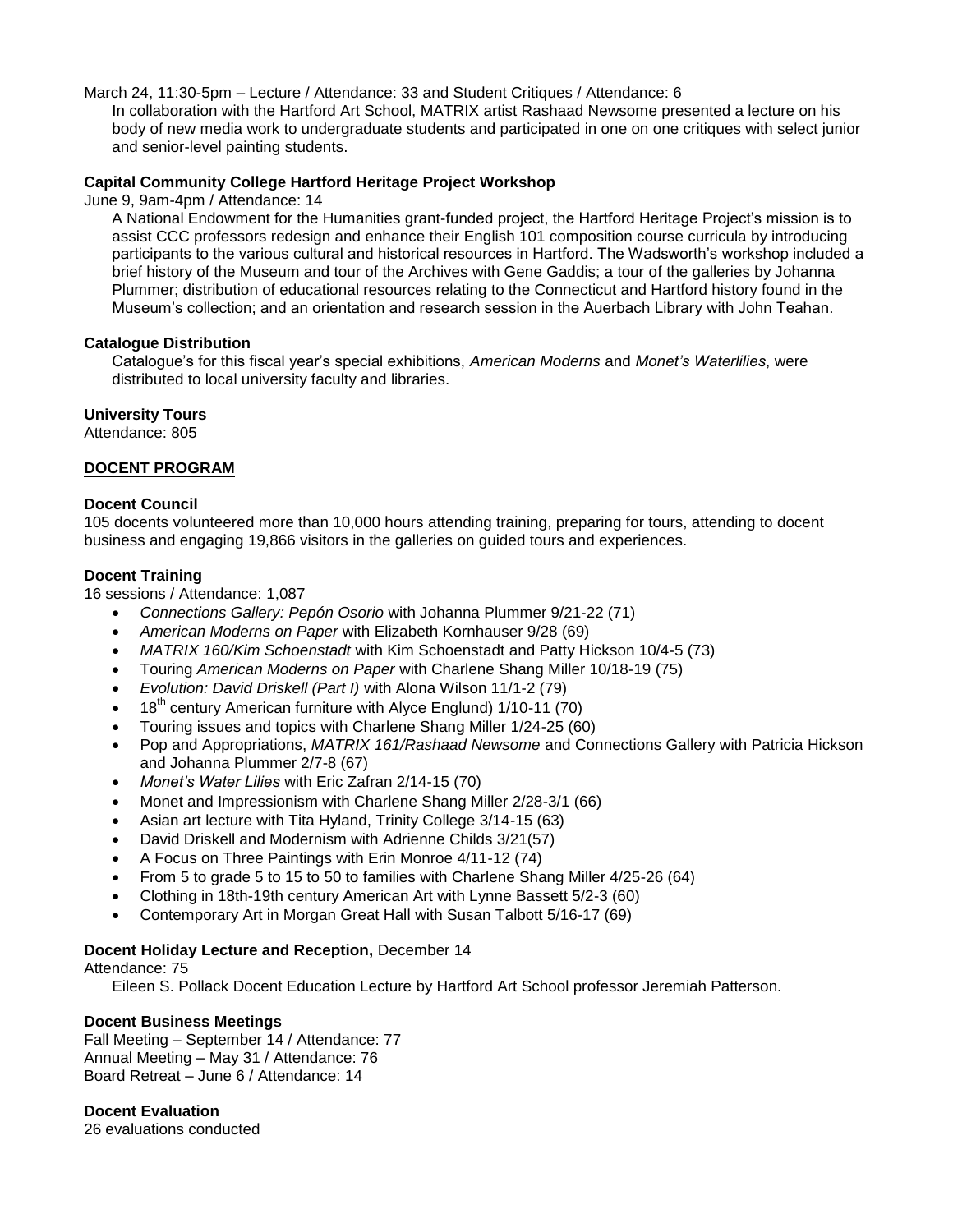March 24, 11:30-5pm – Lecture / Attendance: 33 and Student Critiques / Attendance: 6

In collaboration with the Hartford Art School, MATRIX artist Rashaad Newsome presented a lecture on his body of new media work to undergraduate students and participated in one on one critiques with select junior and senior-level painting students.

**Capital Community College Hartford Heritage Project Workshop**

June 9, 9am-4pm / Attendance: 14

A National Endowment for the Humanities grant-funded project, the Hartford Heritage Project's mission is to assist CCC professors redesign and enhance their English 101 composition course curricula by introducing participants to the various cultural and historical resources in Hartford. The Wadsworth's workshop included a brief history of the Museum and tour of the Archives with Gene Gaddis; a tour of the galleries by Johanna Plummer; distribution of educational resources relating to the Connecticut and Hartford history found in the Museum's collection; and an orientation and research session in the Auerbach Library with John Teahan.

**Catalogue Distribution**

Catalogue's for this fiscal year's special exhibitions, *American Moderns* and *Monet's Waterlilies*, were distributed to local university faculty and libraries.

**University Tours**

Attendance: 805

## DOCENT PROGRAM

**Docent Council**

105 docents volunteered more than 10,000 hours attending training, preparing for tours, attending to docent business and engaging 19,866 visitors in the galleries on guided tours and experiences.

**Docent Training**

16 sessions / Attendance: 1,087

- *Connections Gallery: Pepón Osorio* with Johanna Plummer 9/21-22 (71)
- *American Moderns on Paper* with Elizabeth Kornhauser 9/28 (69)
- *MATRIX 160/Kim Schoenstadt* with Kim Schoenstadt and Patty Hickson 10/4-5 (73)
- Touring *American Moderns on Paper* with Charlene Shang Miller 10/18-19 (75)
- *Evolution: David Driskell (Part I)* with Alona Wilson 11/1-2 (79)
- 18th century American furniture with Alyce Englund) 1/10-11 (70)
- Touring issues and topics with Charlene Shang Miller 1/24-25 (60)
- Pop and Appropriations, *MATRIX 161/Rashaad Newsome* and Connections Gallery with Patricia Hickson and Johanna Plummer 2/7-8 (67)
- *Monet's Water Lilies* with Eric Zafran 2/14-15 (70)
- Monet and Impressionism with Charlene Shang Miller 2/28-3/1 (66)
- Asian art lecture with Tita Hyland, Trinity College 3/14-15 (63)
- David Driskell and Modernism with Adrienne Childs 3/21(57)
- A Focus on Three Paintings with Erin Monroe 4/11-12 (74)
- From 5 to grade 5 to 15 to 50 to families with Charlene Shang Miller 4/25-26 (64)
- Clothing in 18th-19th century American Art with Lynne Bassett 5/2-3 (60)
- Contemporary Art in Morgan Great Hall with Susan Talbott 5/16-17 (69)

**Docent Holiday Lecture and Reception,** December 14

Attendance: 75

Eileen S. Pollack Docent Education Lecture by Hartford Art School professor Jeremiah Patterson.

**Docent Business Meetings**

Fall Meeting – September 14 / Attendance: 77
Annual Meeting – May 31 / Attendance: 76
Board Retreat – June 6 / Attendance: 14

**Docent Evaluation**

26 evaluations conducted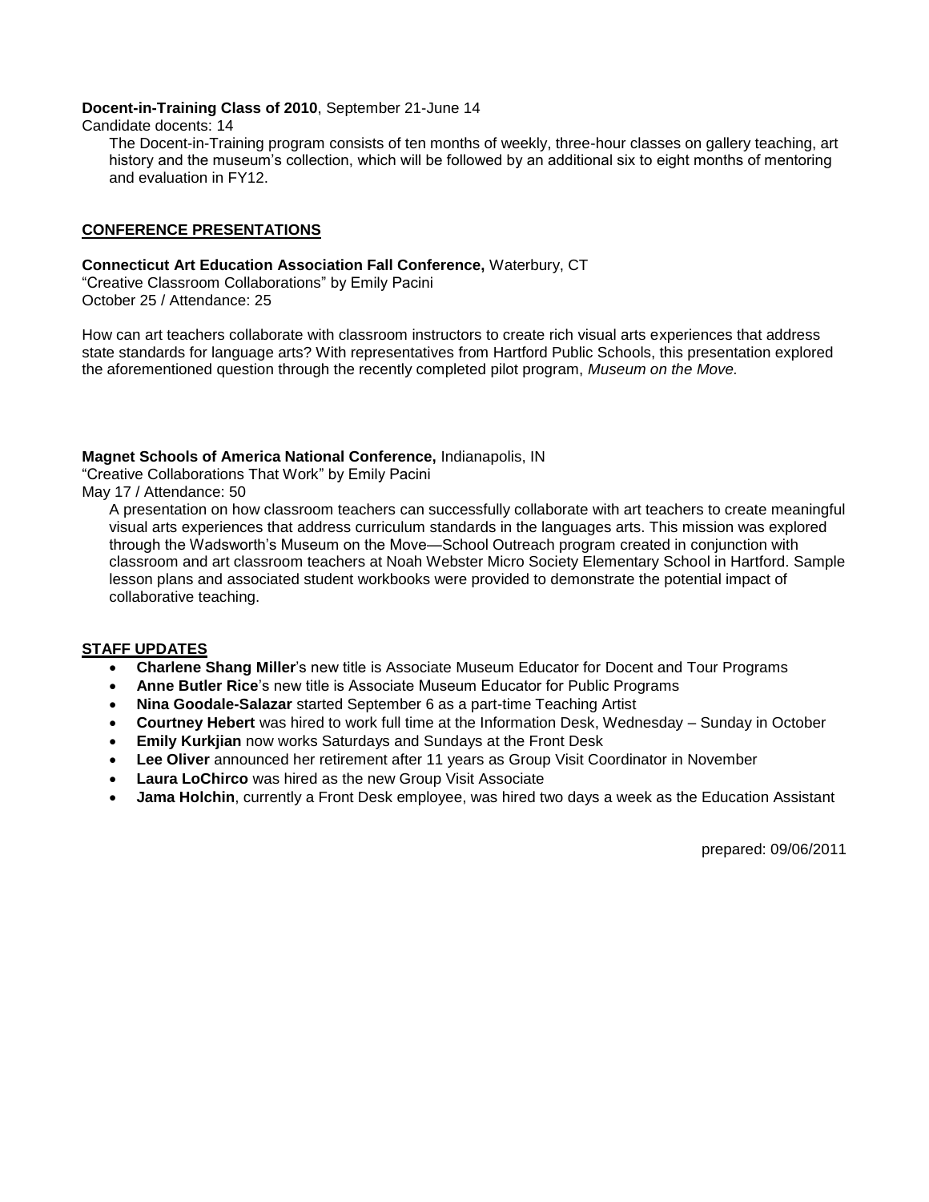**Docent-in-Training Class of 2010**, September 21-June 14

Candidate docents: 14

The Docent-in-Training program consists of ten months of weekly, three-hour classes on gallery teaching, art history and the museum's collection, which will be followed by an additional six to eight months of mentoring and evaluation in FY12.

## CONFERENCE PRESENTATIONS

**Connecticut Art Education Association Fall Conference,** Waterbury, CT
"Creative Classroom Collaborations" by Emily Pacini
October 25 / Attendance: 25

How can art teachers collaborate with classroom instructors to create rich visual arts experiences that address state standards for language arts? With representatives from Hartford Public Schools, this presentation explored the aforementioned question through the recently completed pilot program, *Museum on the Move.*

**Magnet Schools of America National Conference,** Indianapolis, IN
"Creative Collaborations That Work" by Emily Pacini
May 17 / Attendance: 50

A presentation on how classroom teachers can successfully collaborate with art teachers to create meaningful visual arts experiences that address curriculum standards in the languages arts. This mission was explored through the Wadsworth's Museum on the Move—School Outreach program created in conjunction with classroom and art classroom teachers at Noah Webster Micro Society Elementary School in Hartford. Sample lesson plans and associated student workbooks were provided to demonstrate the potential impact of collaborative teaching.

## STAFF UPDATES

- **Charlene Shang Miller**'s new title is Associate Museum Educator for Docent and Tour Programs
- **Anne Butler Rice**'s new title is Associate Museum Educator for Public Programs
- **Nina Goodale-Salazar** started September 6 as a part-time Teaching Artist
- **Courtney Hebert** was hired to work full time at the Information Desk, Wednesday – Sunday in October
- **Emily Kurkjian** now works Saturdays and Sundays at the Front Desk
- **Lee Oliver** announced her retirement after 11 years as Group Visit Coordinator in November
- **Laura LoChirco** was hired as the new Group Visit Associate
- **Jama Holchin**, currently a Front Desk employee, was hired two days a week as the Education Assistant

prepared: 09/06/2011